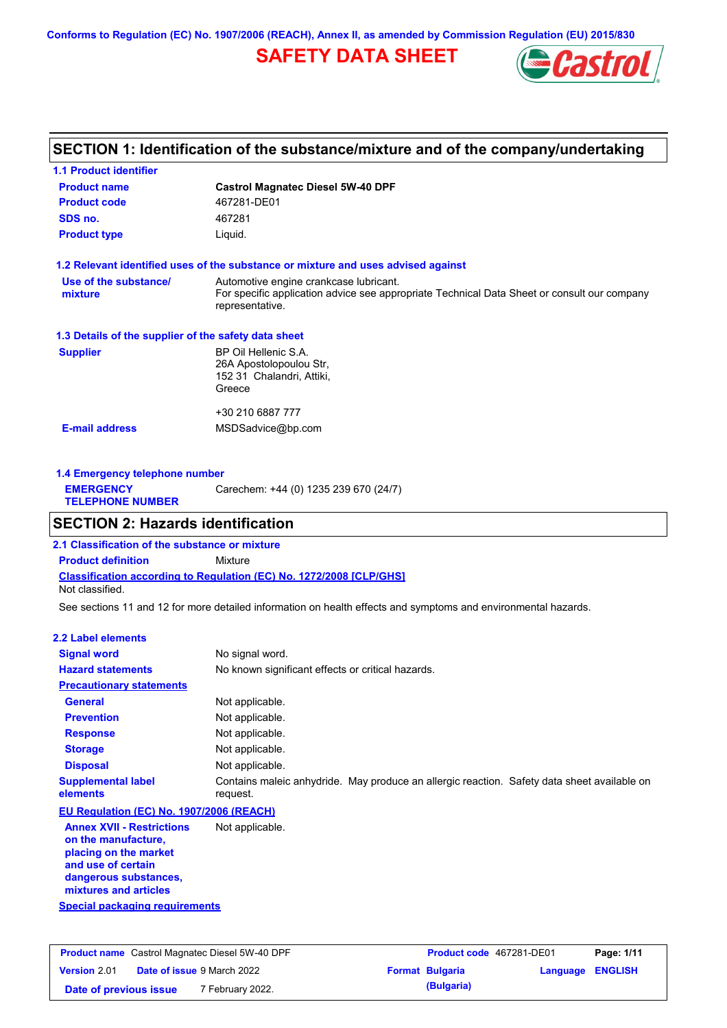Conforms to Regulation (EC) No. 1907/2006 (REACH), Annex II, as amended by Commission Regulation (EU) 2015/830

# SAFETY DATA SHEET

## SECTION 1: Identification of the substance/mixture and of the company/undertaking

### 1.1 Product identifier

| | |
|---|---|
| **Product name** | **Castrol Magnatec Diesel 5W-40 DPF** |
| **Product code** | 467281-DE01 |
| **SDS no.** | 467281 |
| **Product type** | Liquid. |

### 1.2 Relevant identified uses of the substance or mixture and uses advised against

| | |
|---|---|
| **Use of the substance/ mixture** | Automotive engine crankcase lubricant. For specific application advice see appropriate Technical Data Sheet or consult our company representative. |

### 1.3 Details of the supplier of the safety data sheet

| | |
|---|---|
| **Supplier** | BP Oil Hellenic S.A. 26A Apostolopoulou Str, 152 31 Chalandri, Attiki, Greece<br><br>+30 210 6887 777 |
| **E-mail address** | MSDSadvice@bp.com |

### 1.4 Emergency telephone number

| | |
|---|---|
| **EMERGENCY TELEPHONE NUMBER** | Carechem: +44 (0) 1235 239 670 (24/7) |

## SECTION 2: Hazards identification

### 2.1 Classification of the substance or mixture

**Product definition** Mixture

**Classification according to Regulation (EC) No. 1272/2008 [CLP/GHS]**

Not classified.

See sections 11 and 12 for more detailed information on health effects and symptoms and environmental hazards.

### 2.2 Label elements

| | |
|---|---|
| **Signal word** | No signal word. |
| **Hazard statements** | No known significant effects or critical hazards. |
| **Precautionary statements** | |
| **General** | Not applicable. |
| **Prevention** | Not applicable. |
| **Response** | Not applicable. |
| **Storage** | Not applicable. |
| **Disposal** | Not applicable. |
| **Supplemental label elements** | Contains maleic anhydride. May produce an allergic reaction. Safety data sheet available on request. |

**EU Regulation (EC) No. 1907/2006 (REACH)**

| | |
|---|---|
| **Annex XVII - Restrictions on the manufacture, placing on the market and use of certain dangerous substances, mixtures and articles** | Not applicable. |

**Special packaging requirements**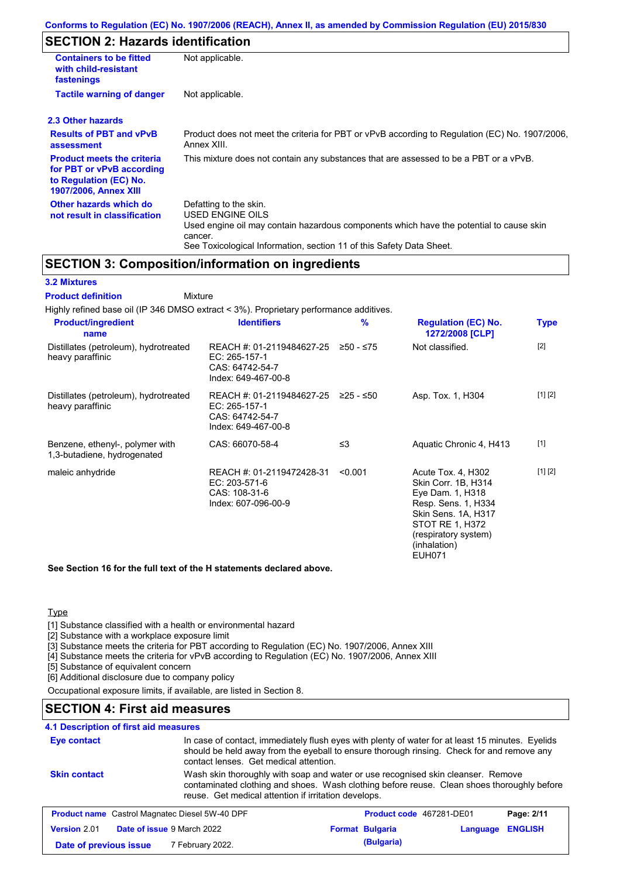## SECTION 2: Hazards identification

| | |
|---|---|
| **Containers to be fitted with child-resistant fastenings** | Not applicable. |
| **Tactile warning of danger** | Not applicable. |

### 2.3 Other hazards

| | |
|---|---|
| **Results of PBT and vPvB assessment** | Product does not meet the criteria for PBT or vPvB according to Regulation (EC) No. 1907/2006, Annex XIII. |
| **Product meets the criteria for PBT or vPvB according to Regulation (EC) No. 1907/2006, Annex XIII** | This mixture does not contain any substances that are assessed to be a PBT or a vPvB. |
| **Other hazards which do not result in classification** | Defatting to the skin.<br>USED ENGINE OILS<br>Used engine oil may contain hazardous components which have the potential to cause skin cancer.<br>See Toxicological Information, section 11 of this Safety Data Sheet. |

## SECTION 3: Composition/information on ingredients

### 3.2 Mixtures

**Product definition** Mixture

Highly refined base oil (IP 346 DMSO extract < 3%). Proprietary performance additives.

| Product/ingredient name | Identifiers | % | Regulation (EC) No. 1272/2008 [CLP] | Type |
|---|---|---|---|---|
| Distillates (petroleum), hydrotreated heavy paraffinic | REACH #: 01-2119484627-25<br>EC: 265-157-1<br>CAS: 64742-54-7<br>Index: 649-467-00-8 | ≥50 - ≤75 | Not classified. | [2] |
| Distillates (petroleum), hydrotreated heavy paraffinic | REACH #: 01-2119484627-25<br>EC: 265-157-1<br>CAS: 64742-54-7<br>Index: 649-467-00-8 | ≥25 - ≤50 | Asp. Tox. 1, H304 | [1] [2] |
| Benzene, ethenyl-, polymer with 1,3-butadiene, hydrogenated | CAS: 66070-58-4 | ≤3 | Aquatic Chronic 4, H413 | [1] |
| maleic anhydride | REACH #: 01-2119472428-31<br>EC: 203-571-6<br>CAS: 108-31-6<br>Index: 607-096-00-9 | <0.001 | Acute Tox. 4, H302<br>Skin Corr. 1B, H314<br>Eye Dam. 1, H318<br>Resp. Sens. 1, H334<br>Skin Sens. 1A, H317<br>STOT RE 1, H372 (respiratory system) (inhalation)<br>EUH071 | [1] [2] |

**See Section 16 for the full text of the H statements declared above.**

Type

[1] Substance classified with a health or environmental hazard
[2] Substance with a workplace exposure limit
[3] Substance meets the criteria for PBT according to Regulation (EC) No. 1907/2006, Annex XIII
[4] Substance meets the criteria for vPvB according to Regulation (EC) No. 1907/2006, Annex XIII
[5] Substance of equivalent concern
[6] Additional disclosure due to company policy

Occupational exposure limits, if available, are listed in Section 8.

## SECTION 4: First aid measures

### 4.1 Description of first aid measures

| | |
|---|---|
| **Eye contact** | In case of contact, immediately flush eyes with plenty of water for at least 15 minutes. Eyelids should be held away from the eyeball to ensure thorough rinsing. Check for and remove any contact lenses. Get medical attention. |
| **Skin contact** | Wash skin thoroughly with soap and water or use recognised skin cleanser. Remove contaminated clothing and shoes. Wash clothing before reuse. Clean shoes thoroughly before reuse. Get medical attention if irritation develops. |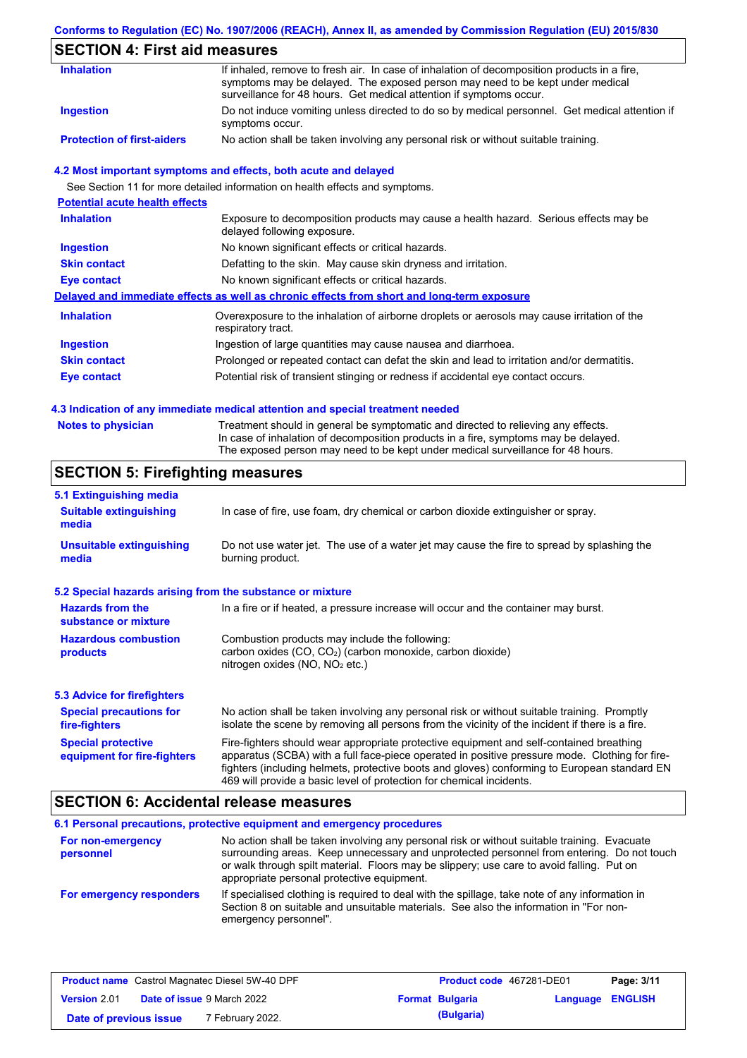## SECTION 4: First aid measures

| | |
|---|---|
| **Inhalation** | If inhaled, remove to fresh air. In case of inhalation of decomposition products in a fire, symptoms may be delayed. The exposed person may need to be kept under medical surveillance for 48 hours. Get medical attention if symptoms occur. |
| **Ingestion** | Do not induce vomiting unless directed to do so by medical personnel. Get medical attention if symptoms occur. |
| **Protection of first-aiders** | No action shall be taken involving any personal risk or without suitable training. |

### 4.2 Most important symptoms and effects, both acute and delayed

See Section 11 for more detailed information on health effects and symptoms.

**Potential acute health effects**

| | |
|---|---|
| **Inhalation** | Exposure to decomposition products may cause a health hazard. Serious effects may be delayed following exposure. |
| **Ingestion** | No known significant effects or critical hazards. |
| **Skin contact** | Defatting to the skin. May cause skin dryness and irritation. |
| **Eye contact** | No known significant effects or critical hazards. |

**Delayed and immediate effects as well as chronic effects from short and long-term exposure**

| | |
|---|---|
| **Inhalation** | Overexposure to the inhalation of airborne droplets or aerosols may cause irritation of the respiratory tract. |
| **Ingestion** | Ingestion of large quantities may cause nausea and diarrhoea. |
| **Skin contact** | Prolonged or repeated contact can defat the skin and lead to irritation and/or dermatitis. |
| **Eye contact** | Potential risk of transient stinging or redness if accidental eye contact occurs. |

### 4.3 Indication of any immediate medical attention and special treatment needed

| | |
|---|---|
| **Notes to physician** | Treatment should in general be symptomatic and directed to relieving any effects. In case of inhalation of decomposition products in a fire, symptoms may be delayed. The exposed person may need to be kept under medical surveillance for 48 hours. |

## SECTION 5: Firefighting measures

### 5.1 Extinguishing media

| | |
|---|---|
| **Suitable extinguishing media** | In case of fire, use foam, dry chemical or carbon dioxide extinguisher or spray. |
| **Unsuitable extinguishing media** | Do not use water jet. The use of a water jet may cause the fire to spread by splashing the burning product. |

### 5.2 Special hazards arising from the substance or mixture

| | |
|---|---|
| **Hazards from the substance or mixture** | In a fire or if heated, a pressure increase will occur and the container may burst. |
| **Hazardous combustion products** | Combustion products may include the following: carbon oxides ($CO$, $CO_2$) (carbon monoxide, carbon dioxide) nitrogen oxides ($NO$, $NO_2$ etc.) |

### 5.3 Advice for firefighters

| | |
|---|---|
| **Special precautions for fire-fighters** | No action shall be taken involving any personal risk or without suitable training. Promptly isolate the scene by removing all persons from the vicinity of the incident if there is a fire. |
| **Special protective equipment for fire-fighters** | Fire-fighters should wear appropriate protective equipment and self-contained breathing apparatus (SCBA) with a full face-piece operated in positive pressure mode. Clothing for fire-fighters (including helmets, protective boots and gloves) conforming to European standard EN 469 will provide a basic level of protection for chemical incidents. |

## SECTION 6: Accidental release measures

### 6.1 Personal precautions, protective equipment and emergency procedures

| | |
|---|---|
| **For non-emergency personnel** | No action shall be taken involving any personal risk or without suitable training. Evacuate surrounding areas. Keep unnecessary and unprotected personnel from entering. Do not touch or walk through spilt material. Floors may be slippery; use care to avoid falling. Put on appropriate personal protective equipment. |
| **For emergency responders** | If specialised clothing is required to deal with the spillage, take note of any information in Section 8 on suitable and unsuitable materials. See also the information in "For non-emergency personnel". |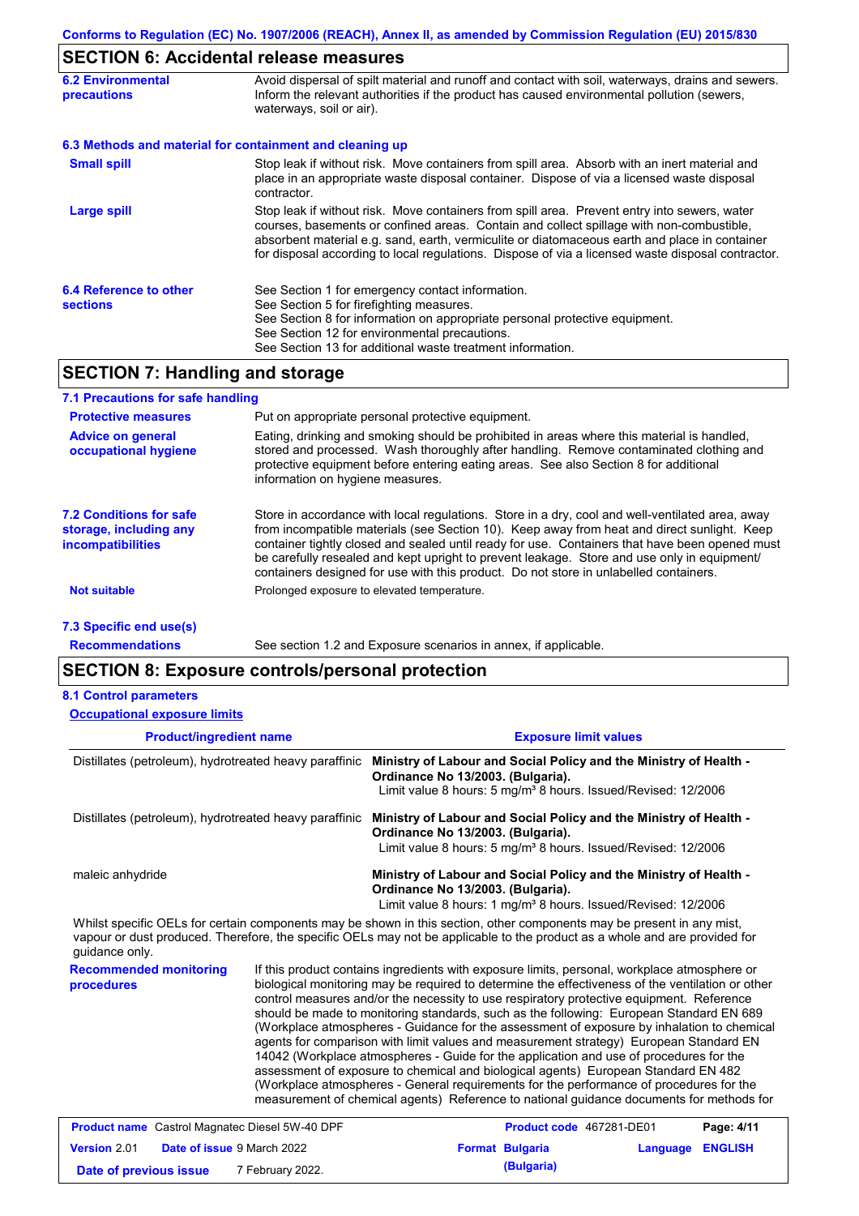## SECTION 6: Accidental release measures

**6.2 Environmental precautions**

Avoid dispersal of spilt material and runoff and contact with soil, waterways, drains and sewers. Inform the relevant authorities if the product has caused environmental pollution (sewers, waterways, soil or air).

### 6.3 Methods and material for containment and cleaning up

**Small spill**

Stop leak if without risk. Move containers from spill area. Absorb with an inert material and place in an appropriate waste disposal container. Dispose of via a licensed waste disposal contractor.

**Large spill**

Stop leak if without risk. Move containers from spill area. Prevent entry into sewers, water courses, basements or confined areas. Contain and collect spillage with non-combustible, absorbent material e.g. sand, earth, vermiculite or diatomaceous earth and place in container for disposal according to local regulations. Dispose of via a licensed waste disposal contractor.

**6.4 Reference to other sections**

See Section 1 for emergency contact information.
See Section 5 for firefighting measures.
See Section 8 for information on appropriate personal protective equipment.
See Section 12 for environmental precautions.
See Section 13 for additional waste treatment information.

## SECTION 7: Handling and storage

### 7.1 Precautions for safe handling

**Protective measures**

Put on appropriate personal protective equipment.

**Advice on general occupational hygiene**

Eating, drinking and smoking should be prohibited in areas where this material is handled, stored and processed. Wash thoroughly after handling. Remove contaminated clothing and protective equipment before entering eating areas. See also Section 8 for additional information on hygiene measures.

**7.2 Conditions for safe storage, including any incompatibilities**

Store in accordance with local regulations. Store in a dry, cool and well-ventilated area, away from incompatible materials (see Section 10). Keep away from heat and direct sunlight. Keep container tightly closed and sealed until ready for use. Containers that have been opened must be carefully resealed and kept upright to prevent leakage. Store and use only in equipment/containers designed for use with this product. Do not store in unlabelled containers.

**Not suitable**

Prolonged exposure to elevated temperature.

### 7.3 Specific end use(s)

**Recommendations**

See section 1.2 and Exposure scenarios in annex, if applicable.

## SECTION 8: Exposure controls/personal protection

### 8.1 Control parameters

**Occupational exposure limits**

| Product/ingredient name | Exposure limit values |
|---|---|
| Distillates (petroleum), hydrotreated heavy paraffinic | **Ministry of Labour and Social Policy and the Ministry of Health - Ordinance No 13/2003. (Bulgaria).** Limit value 8 hours: 5 mg/m³ 8 hours. Issued/Revised: 12/2006 |
| Distillates (petroleum), hydrotreated heavy paraffinic | **Ministry of Labour and Social Policy and the Ministry of Health - Ordinance No 13/2003. (Bulgaria).** Limit value 8 hours: 5 mg/m³ 8 hours. Issued/Revised: 12/2006 |
| maleic anhydride | **Ministry of Labour and Social Policy and the Ministry of Health - Ordinance No 13/2003. (Bulgaria).** Limit value 8 hours: 1 mg/m³ 8 hours. Issued/Revised: 12/2006 |

Whilst specific OELs for certain components may be shown in this section, other components may be present in any mist, vapour or dust produced. Therefore, the specific OELs may not be applicable to the product as a whole and are provided for guidance only.

**Recommended monitoring procedures**

If this product contains ingredients with exposure limits, personal, workplace atmosphere or biological monitoring may be required to determine the effectiveness of the ventilation or other control measures and/or the necessity to use respiratory protective equipment. Reference should be made to monitoring standards, such as the following: European Standard EN 689 (Workplace atmospheres - Guidance for the assessment of exposure by inhalation to chemical agents for comparison with limit values and measurement strategy) European Standard EN 14042 (Workplace atmospheres - Guide for the application and use of procedures for the assessment of exposure to chemical and biological agents) European Standard EN 482 (Workplace atmospheres - General requirements for the performance of procedures for the measurement of chemical agents) Reference to national guidance documents for methods for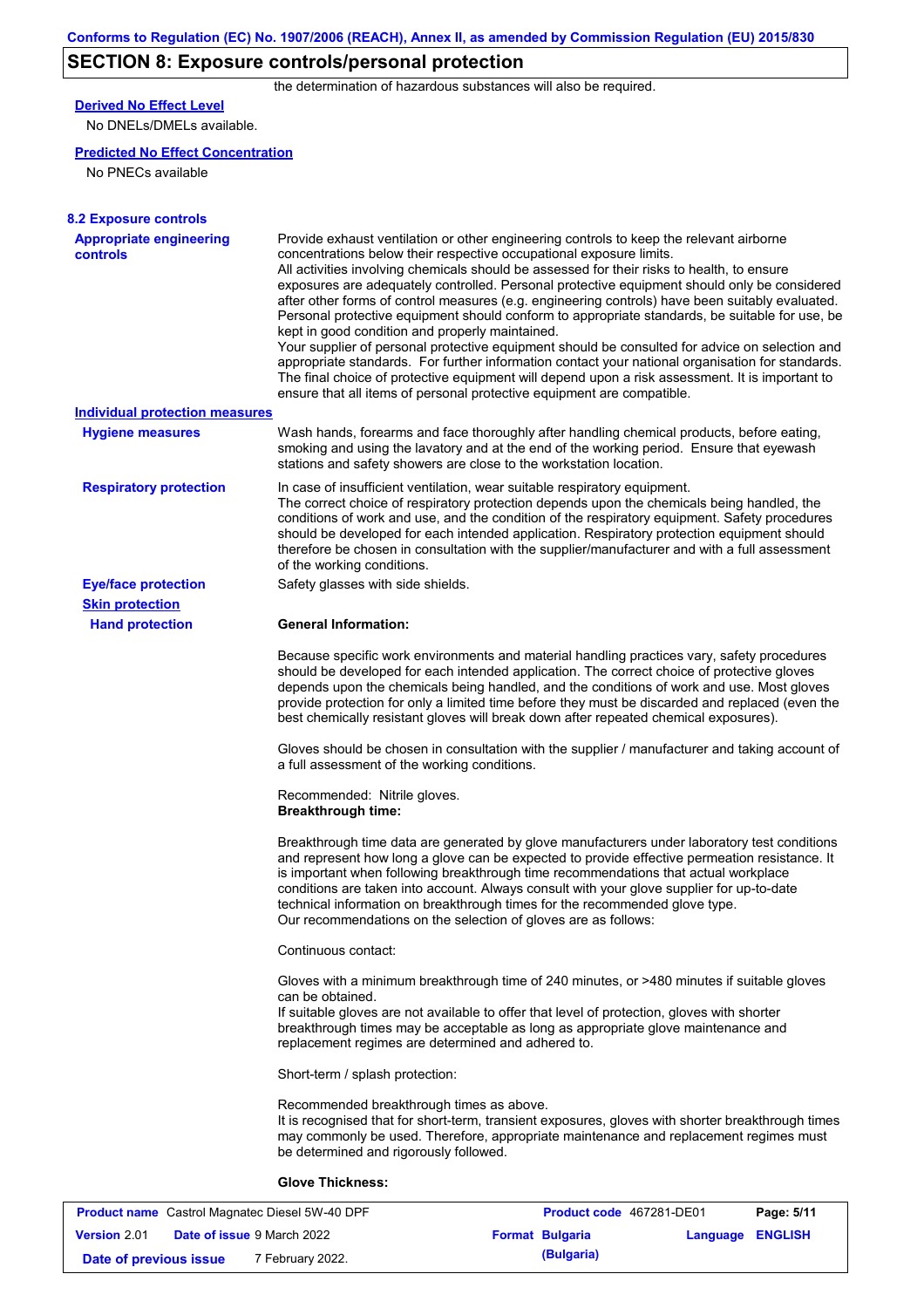## SECTION 8: Exposure controls/personal protection

the determination of hazardous substances will also be required.

**Derived No Effect Level**

No DNELs/DMELs available.

**Predicted No Effect Concentration**

No PNECs available

### 8.2 Exposure controls

**Appropriate engineering controls**

Provide exhaust ventilation or other engineering controls to keep the relevant airborne concentrations below their respective occupational exposure limits.
All activities involving chemicals should be assessed for their risks to health, to ensure exposures are adequately controlled. Personal protective equipment should only be considered after other forms of control measures (e.g. engineering controls) have been suitably evaluated. Personal protective equipment should conform to appropriate standards, be suitable for use, be kept in good condition and properly maintained.
Your supplier of personal protective equipment should be consulted for advice on selection and appropriate standards. For further information contact your national organisation for standards.
The final choice of protective equipment will depend upon a risk assessment. It is important to ensure that all items of personal protective equipment are compatible.

**Individual protection measures**

**Hygiene measures**

Wash hands, forearms and face thoroughly after handling chemical products, before eating, smoking and using the lavatory and at the end of the working period. Ensure that eyewash stations and safety showers are close to the workstation location.

**Respiratory protection**

In case of insufficient ventilation, wear suitable respiratory equipment.
The correct choice of respiratory protection depends upon the chemicals being handled, the conditions of work and use, and the condition of the respiratory equipment. Safety procedures should be developed for each intended application. Respiratory protection equipment should therefore be chosen in consultation with the supplier/manufacturer and with a full assessment of the working conditions.

**Eye/face protection**

Safety glasses with side shields.

**Skin protection**

**Hand protection**

**General Information:**

Because specific work environments and material handling practices vary, safety procedures should be developed for each intended application. The correct choice of protective gloves depends upon the chemicals being handled, and the conditions of work and use. Most gloves provide protection for only a limited time before they must be discarded and replaced (even the best chemically resistant gloves will break down after repeated chemical exposures).

Gloves should be chosen in consultation with the supplier / manufacturer and taking account of a full assessment of the working conditions.

Recommended: Nitrile gloves.
**Breakthrough time:**

Breakthrough time data are generated by glove manufacturers under laboratory test conditions and represent how long a glove can be expected to provide effective permeation resistance. It is important when following breakthrough time recommendations that actual workplace conditions are taken into account. Always consult with your glove supplier for up-to-date technical information on breakthrough times for the recommended glove type.
Our recommendations on the selection of gloves are as follows:

Continuous contact:

Gloves with a minimum breakthrough time of 240 minutes, or >480 minutes if suitable gloves can be obtained.
If suitable gloves are not available to offer that level of protection, gloves with shorter breakthrough times may be acceptable as long as appropriate glove maintenance and replacement regimes are determined and adhered to.

Short-term / splash protection:

Recommended breakthrough times as above.
It is recognised that for short-term, transient exposures, gloves with shorter breakthrough times may commonly be used. Therefore, appropriate maintenance and replacement regimes must be determined and rigorously followed.

**Glove Thickness:**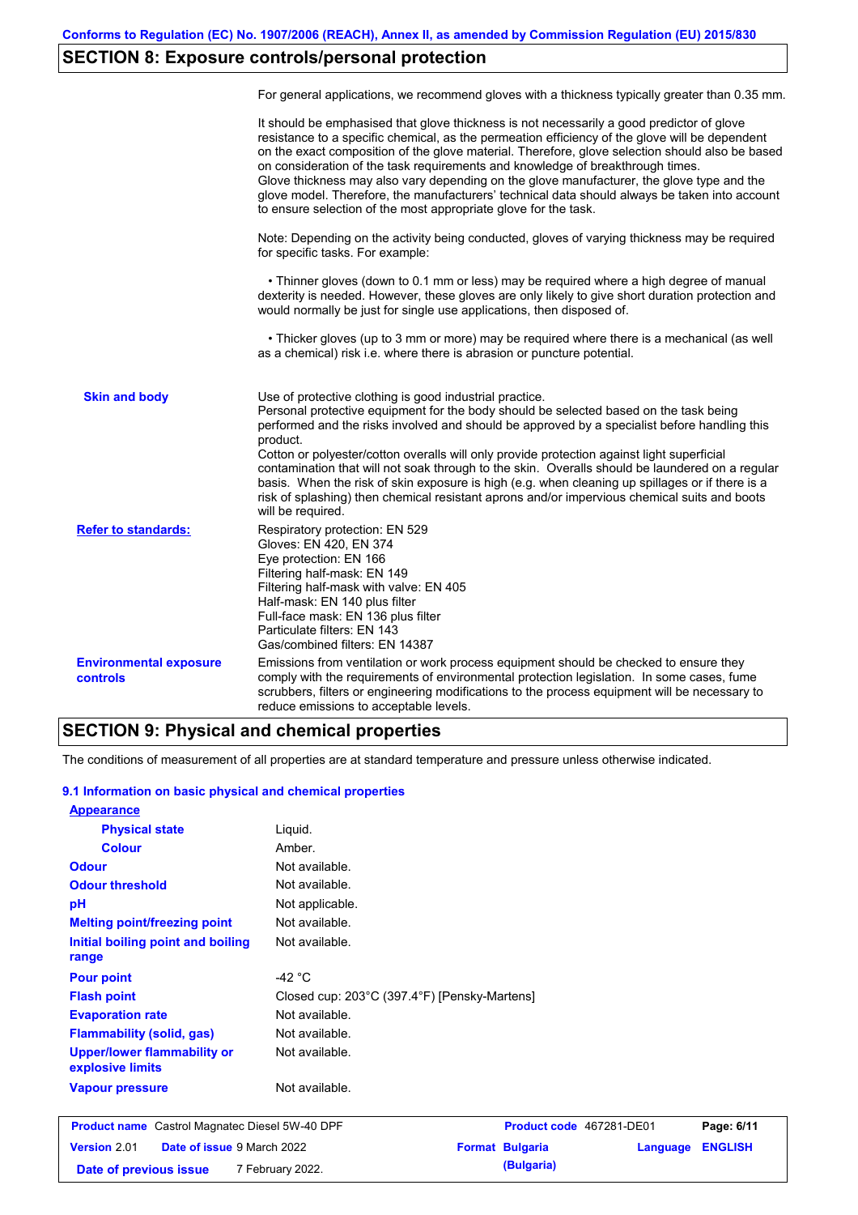## SECTION 8: Exposure controls/personal protection

For general applications, we recommend gloves with a thickness typically greater than 0.35 mm.

It should be emphasised that glove thickness is not necessarily a good predictor of glove resistance to a specific chemical, as the permeation efficiency of the glove will be dependent on the exact composition of the glove material. Therefore, glove selection should also be based on consideration of the task requirements and knowledge of breakthrough times.
Glove thickness may also vary depending on the glove manufacturer, the glove type and the glove model. Therefore, the manufacturers' technical data should always be taken into account to ensure selection of the most appropriate glove for the task.

Note: Depending on the activity being conducted, gloves of varying thickness may be required for specific tasks. For example:

• Thinner gloves (down to 0.1 mm or less) may be required where a high degree of manual dexterity is needed. However, these gloves are only likely to give short duration protection and would normally be just for single use applications, then disposed of.

• Thicker gloves (up to 3 mm or more) may be required where there is a mechanical (as well as a chemical) risk i.e. where there is abrasion or puncture potential.

**Skin and body**

Use of protective clothing is good industrial practice.
Personal protective equipment for the body should be selected based on the task being performed and the risks involved and should be approved by a specialist before handling this product.
Cotton or polyester/cotton overalls will only provide protection against light superficial contamination that will not soak through to the skin. Overalls should be laundered on a regular basis. When the risk of skin exposure is high (e.g. when cleaning up spillages or if there is a risk of splashing) then chemical resistant aprons and/or impervious chemical suits and boots will be required.

**Refer to standards:**

Respiratory protection: EN 529
Gloves: EN 420, EN 374
Eye protection: EN 166
Filtering half-mask: EN 149
Filtering half-mask with valve: EN 405
Half-mask: EN 140 plus filter
Full-face mask: EN 136 plus filter
Particulate filters: EN 143
Gas/combined filters: EN 14387

**Environmental exposure controls**

Emissions from ventilation or work process equipment should be checked to ensure they comply with the requirements of environmental protection legislation. In some cases, fume scrubbers, filters or engineering modifications to the process equipment will be necessary to reduce emissions to acceptable levels.

## SECTION 9: Physical and chemical properties

The conditions of measurement of all properties are at standard temperature and pressure unless otherwise indicated.

### 9.1 Information on basic physical and chemical properties

**Appearance**

| | |
|---|---|
| **Physical state** | Liquid. |
| **Colour** | Amber. |
| **Odour** | Not available. |
| **Odour threshold** | Not available. |
| **pH** | Not applicable. |
| **Melting point/freezing point** | Not available. |
| **Initial boiling point and boiling range** | Not available. |
| **Pour point** | -42 °C |
| **Flash point** | Closed cup: 203°C (397.4°F) [Pensky-Martens] |
| **Evaporation rate** | Not available. |
| **Flammability (solid, gas)** | Not available. |
| **Upper/lower flammability or explosive limits** | Not available. |
| **Vapour pressure** | Not available. |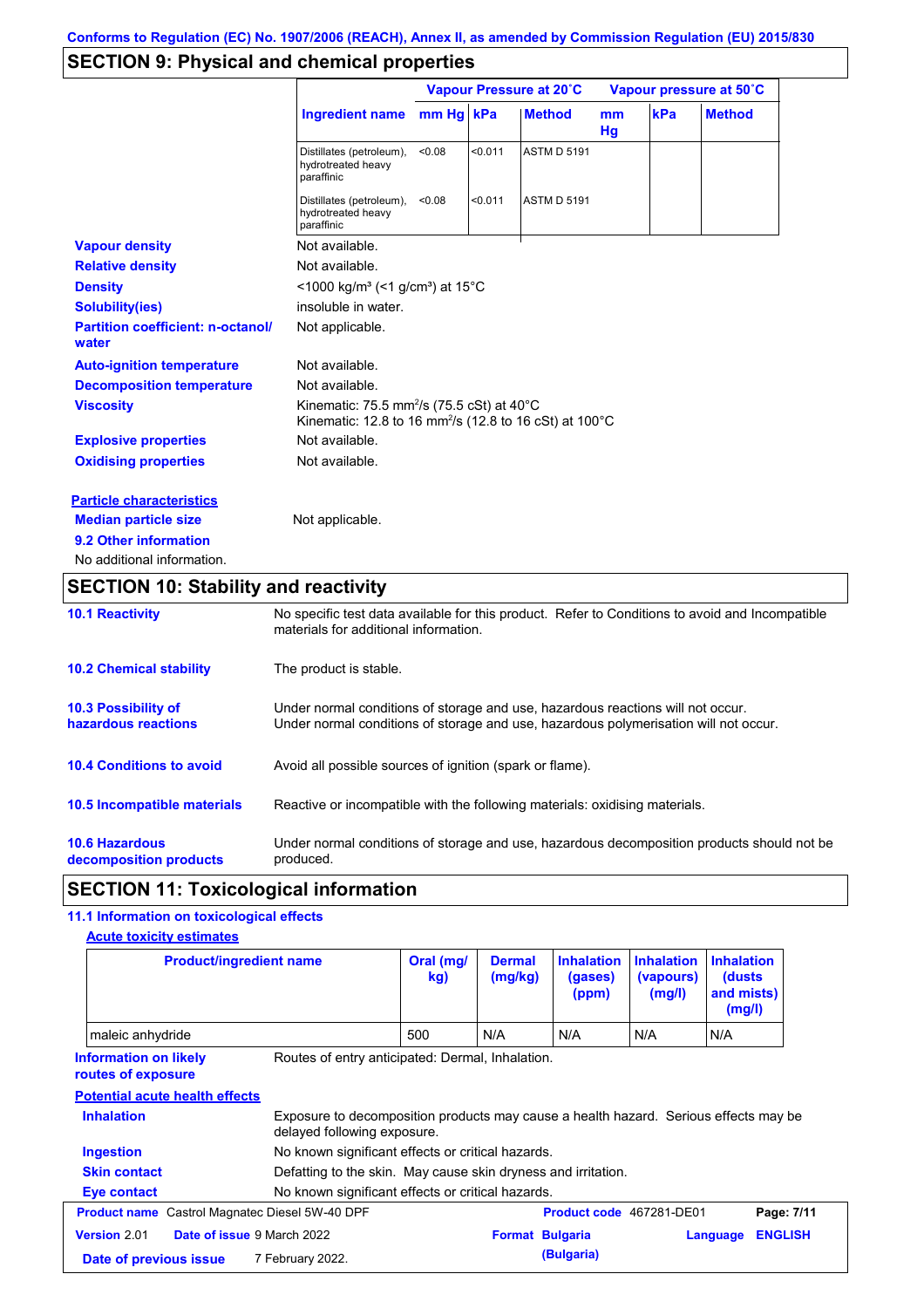## SECTION 9: Physical and chemical properties

| Ingredient name | Vapour Pressure at 20˚C | | | Vapour pressure at 50˚C | | |
|---|---|---|---|---|---|---|
| | mm Hg | kPa | Method | mm Hg | kPa | Method |
| Distillates (petroleum), hydrotreated heavy paraffinic | <0.08 | <0.011 | ASTM D 5191 | | | |
| Distillates (petroleum), hydrotreated heavy paraffinic | <0.08 | <0.011 | ASTM D 5191 | | | |

**Vapour density** Not available.

**Relative density** Not available.

**Density** <1000 kg/m³ (<1 g/cm³) at 15°C

**Solubility(ies)** insoluble in water.

**Partition coefficient: n-octanol/water** Not applicable.

**Auto-ignition temperature** Not available.

**Decomposition temperature** Not available.

**Viscosity** Kinematic: 75.5 mm²/s (75.5 cSt) at 40°C
Kinematic: 12.8 to 16 mm²/s (12.8 to 16 cSt) at 100°C

**Explosive properties** Not available.

**Oxidising properties** Not available.

**Particle characteristics**

**Median particle size** Not applicable.

**9.2 Other information**

No additional information.

## SECTION 10: Stability and reactivity

**10.1 Reactivity** No specific test data available for this product. Refer to Conditions to avoid and Incompatible materials for additional information.

**10.2 Chemical stability** The product is stable.

**10.3 Possibility of hazardous reactions** Under normal conditions of storage and use, hazardous reactions will not occur.
Under normal conditions of storage and use, hazardous polymerisation will not occur.

**10.4 Conditions to avoid** Avoid all possible sources of ignition (spark or flame).

**10.5 Incompatible materials** Reactive or incompatible with the following materials: oxidising materials.

**10.6 Hazardous decomposition products** Under normal conditions of storage and use, hazardous decomposition products should not be produced.

## SECTION 11: Toxicological information

**11.1 Information on toxicological effects**

**Acute toxicity estimates**

| Product/ingredient name | Oral (mg/kg) | Dermal (mg/kg) | Inhalation (gases) (ppm) | Inhalation (vapours) (mg/l) | Inhalation (dusts and mists) (mg/l) |
|---|---|---|---|---|---|
| maleic anhydride | 500 | N/A | N/A | N/A | N/A |

**Information on likely routes of exposure** Routes of entry anticipated: Dermal, Inhalation.

**Potential acute health effects**

**Inhalation** Exposure to decomposition products may cause a health hazard. Serious effects may be delayed following exposure.

**Ingestion** No known significant effects or critical hazards.

**Skin contact** Defatting to the skin. May cause skin dryness and irritation.

**Eye contact** No known significant effects or critical hazards.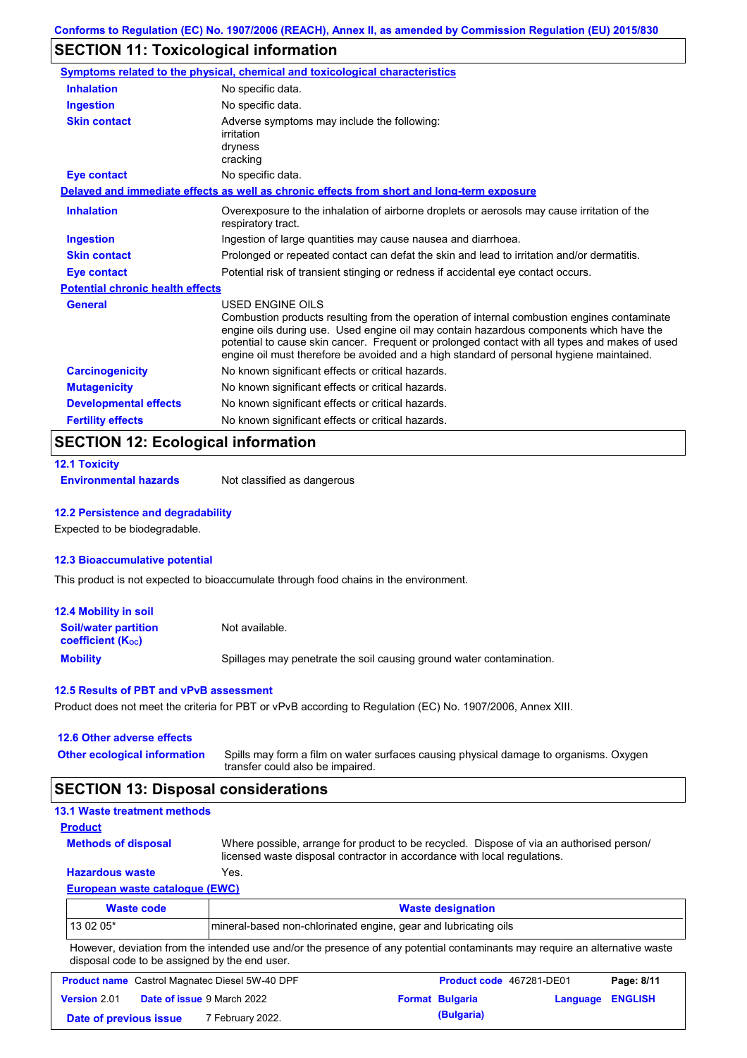## SECTION 11: Toxicological information

**Symptoms related to the physical, chemical and toxicological characteristics**

| | |
|---|---|
| **Inhalation** | No specific data. |
| **Ingestion** | No specific data. |
| **Skin contact** | Adverse symptoms may include the following: irritation dryness cracking |
| **Eye contact** | No specific data. |

**Delayed and immediate effects as well as chronic effects from short and long-term exposure**

| | |
|---|---|
| **Inhalation** | Overexposure to the inhalation of airborne droplets or aerosols may cause irritation of the respiratory tract. |
| **Ingestion** | Ingestion of large quantities may cause nausea and diarrhoea. |
| **Skin contact** | Prolonged or repeated contact can defat the skin and lead to irritation and/or dermatitis. |
| **Eye contact** | Potential risk of transient stinging or redness if accidental eye contact occurs. |

**Potential chronic health effects**

| | |
|---|---|
| **General** | USED ENGINE OILS<br>Combustion products resulting from the operation of internal combustion engines contaminate engine oils during use. Used engine oil may contain hazardous components which have the potential to cause skin cancer. Frequent or prolonged contact with all types and makes of used engine oil must therefore be avoided and a high standard of personal hygiene maintained. |
| **Carcinogenicity** | No known significant effects or critical hazards. |
| **Mutagenicity** | No known significant effects or critical hazards. |
| **Developmental effects** | No known significant effects or critical hazards. |
| **Fertility effects** | No known significant effects or critical hazards. |

## SECTION 12: Ecological information

### 12.1 Toxicity

**Environmental hazards** Not classified as dangerous

### 12.2 Persistence and degradability

Expected to be biodegradable.

### 12.3 Bioaccumulative potential

This product is not expected to bioaccumulate through food chains in the environment.

### 12.4 Mobility in soil

| | |
|---|---|
| **Soil/water partition coefficient ($K_{OC}$)** | Not available. |
| **Mobility** | Spillages may penetrate the soil causing ground water contamination. |

### 12.5 Results of PBT and vPvB assessment

Product does not meet the criteria for PBT or vPvB according to Regulation (EC) No. 1907/2006, Annex XIII.

### 12.6 Other adverse effects

**Other ecological information** Spills may form a film on water surfaces causing physical damage to organisms. Oxygen transfer could also be impaired.

## SECTION 13: Disposal considerations

### 13.1 Waste treatment methods

**Product**

| | |
|---|---|
| **Methods of disposal** | Where possible, arrange for product to be recycled. Dispose of via an authorised person/ licensed waste disposal contractor in accordance with local regulations. |
| **Hazardous waste** | Yes. |

**European waste catalogue (EWC)**

| Waste code | Waste designation |
|---|---|
| 13 02 05* | mineral-based non-chlorinated engine, gear and lubricating oils |

However, deviation from the intended use and/or the presence of any potential contaminants may require an alternative waste disposal code to be assigned by the end user.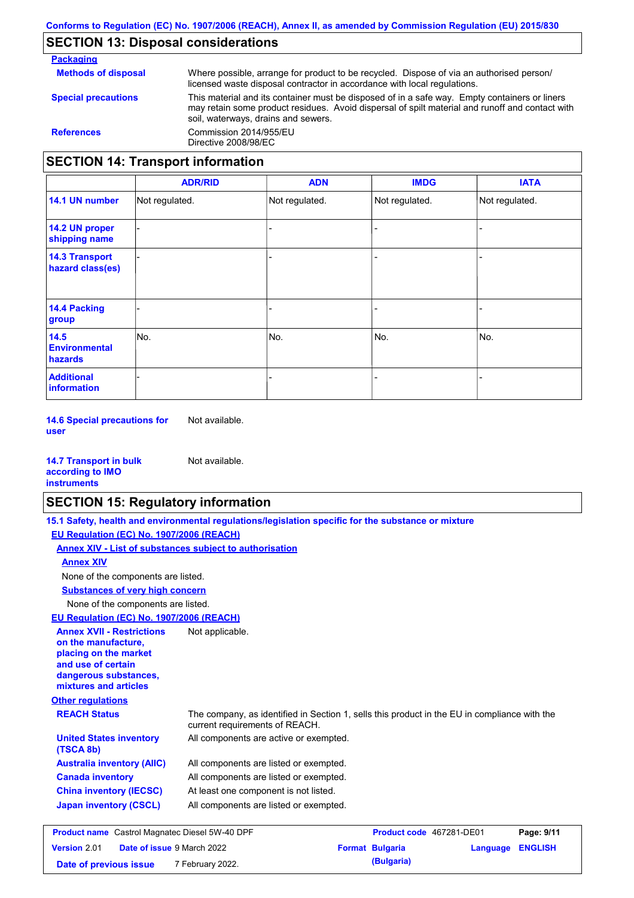## SECTION 13: Disposal considerations

**Packaging**

| | |
|---|---|
| **Methods of disposal** | Where possible, arrange for product to be recycled. Dispose of via an authorised person/ licensed waste disposal contractor in accordance with local regulations. |
| **Special precautions** | This material and its container must be disposed of in a safe way. Empty containers or liners may retain some product residues. Avoid dispersal of spilt material and runoff and contact with soil, waterways, drains and sewers. |
| **References** | Commission 2014/955/EU<br>Directive 2008/98/EC |

## SECTION 14: Transport information

| | ADR/RID | ADN | IMDG | IATA |
|---|---|---|---|---|
| **14.1 UN number** | Not regulated. | Not regulated. | Not regulated. | Not regulated. |
| **14.2 UN proper shipping name** | - | - | - | - |
| **14.3 Transport hazard class(es)** | - | - | - | - |
| **14.4 Packing group** | - | - | - | - |
| **14.5 Environmental hazards** | No. | No. | No. | No. |
| **Additional information** | - | - | - | - |

**14.6 Special precautions for user** Not available.

**14.7 Transport in bulk according to IMO instruments** Not available.

## SECTION 15: Regulatory information

**15.1 Safety, health and environmental regulations/legislation specific for the substance or mixture**

**EU Regulation (EC) No. 1907/2006 (REACH)**

**Annex XIV - List of substances subject to authorisation**

**Annex XIV**

None of the components are listed.

**Substances of very high concern**

None of the components are listed.

**EU Regulation (EC) No. 1907/2006 (REACH)**

| | |
|---|---|
| **Annex XVII - Restrictions on the manufacture, placing on the market and use of certain dangerous substances, mixtures and articles** | Not applicable. |

**Other regulations**

| | |
|---|---|
| **REACH Status** | The company, as identified in Section 1, sells this product in the EU in compliance with the current requirements of REACH. |
| **United States inventory (TSCA 8b)** | All components are active or exempted. |
| **Australia inventory (AIIC)** | All components are listed or exempted. |
| **Canada inventory** | All components are listed or exempted. |
| **China inventory (IECSC)** | At least one component is not listed. |
| **Japan inventory (CSCL)** | All components are listed or exempted. |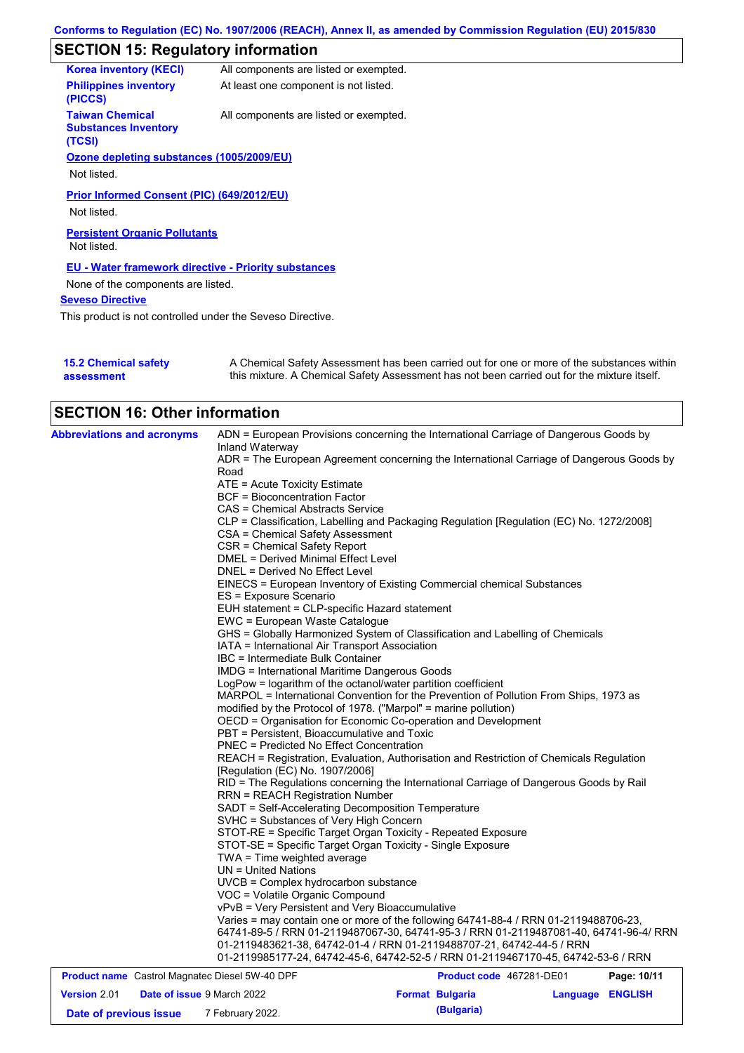## SECTION 15: Regulatory information

| | |
|---|---|
| **Korea inventory (KECI)** | All components are listed or exempted. |
| **Philippines inventory (PICCS)** | At least one component is not listed. |
| **Taiwan Chemical Substances Inventory (TCSI)** | All components are listed or exempted. |

**Ozone depleting substances (1005/2009/EU)**

Not listed.

**Prior Informed Consent (PIC) (649/2012/EU)**

Not listed.

**Persistent Organic Pollutants**

Not listed.

**EU - Water framework directive - Priority substances**

None of the components are listed.

**Seveso Directive**

This product is not controlled under the Seveso Directive.

**15.2 Chemical safety assessment**

A Chemical Safety Assessment has been carried out for one or more of the substances within this mixture. A Chemical Safety Assessment has not been carried out for the mixture itself.

## SECTION 16: Other information

**Abbreviations and acronyms**

ADN = European Provisions concerning the International Carriage of Dangerous Goods by Inland Waterway
ADR = The European Agreement concerning the International Carriage of Dangerous Goods by Road
ATE = Acute Toxicity Estimate
BCF = Bioconcentration Factor
CAS = Chemical Abstracts Service
CLP = Classification, Labelling and Packaging Regulation [Regulation (EC) No. 1272/2008]
CSA = Chemical Safety Assessment
CSR = Chemical Safety Report
DMEL = Derived Minimal Effect Level
DNEL = Derived No Effect Level
EINECS = European Inventory of Existing Commercial chemical Substances
ES = Exposure Scenario
EUH statement = CLP-specific Hazard statement
EWC = European Waste Catalogue
GHS = Globally Harmonized System of Classification and Labelling of Chemicals
IATA = International Air Transport Association
IBC = Intermediate Bulk Container
IMDG = International Maritime Dangerous Goods
LogPow = logarithm of the octanol/water partition coefficient
MARPOL = International Convention for the Prevention of Pollution From Ships, 1973 as modified by the Protocol of 1978. ("Marpol" = marine pollution)
OECD = Organisation for Economic Co-operation and Development
PBT = Persistent, Bioaccumulative and Toxic
PNEC = Predicted No Effect Concentration
REACH = Registration, Evaluation, Authorisation and Restriction of Chemicals Regulation [Regulation (EC) No. 1907/2006]
RID = The Regulations concerning the International Carriage of Dangerous Goods by Rail
RRN = REACH Registration Number
SADT = Self-Accelerating Decomposition Temperature
SVHC = Substances of Very High Concern
STOT-RE = Specific Target Organ Toxicity - Repeated Exposure
STOT-SE = Specific Target Organ Toxicity - Single Exposure
TWA = Time weighted average
UN = United Nations
UVCB = Complex hydrocarbon substance
VOC = Volatile Organic Compound
vPvB = Very Persistent and Very Bioaccumulative
Varies = may contain one or more of the following 64741-88-4 / RRN 01-2119488706-23, 64741-89-5 / RRN 01-2119487067-30, 64741-95-3 / RRN 01-2119487081-40, 64741-96-4/ RRN 01-2119483621-38, 64742-01-4 / RRN 01-2119488707-21, 64742-44-5 / RRN 01-2119985177-24, 64742-45-6, 64742-52-5 / RRN 01-2119467170-45, 64742-53-6 / RRN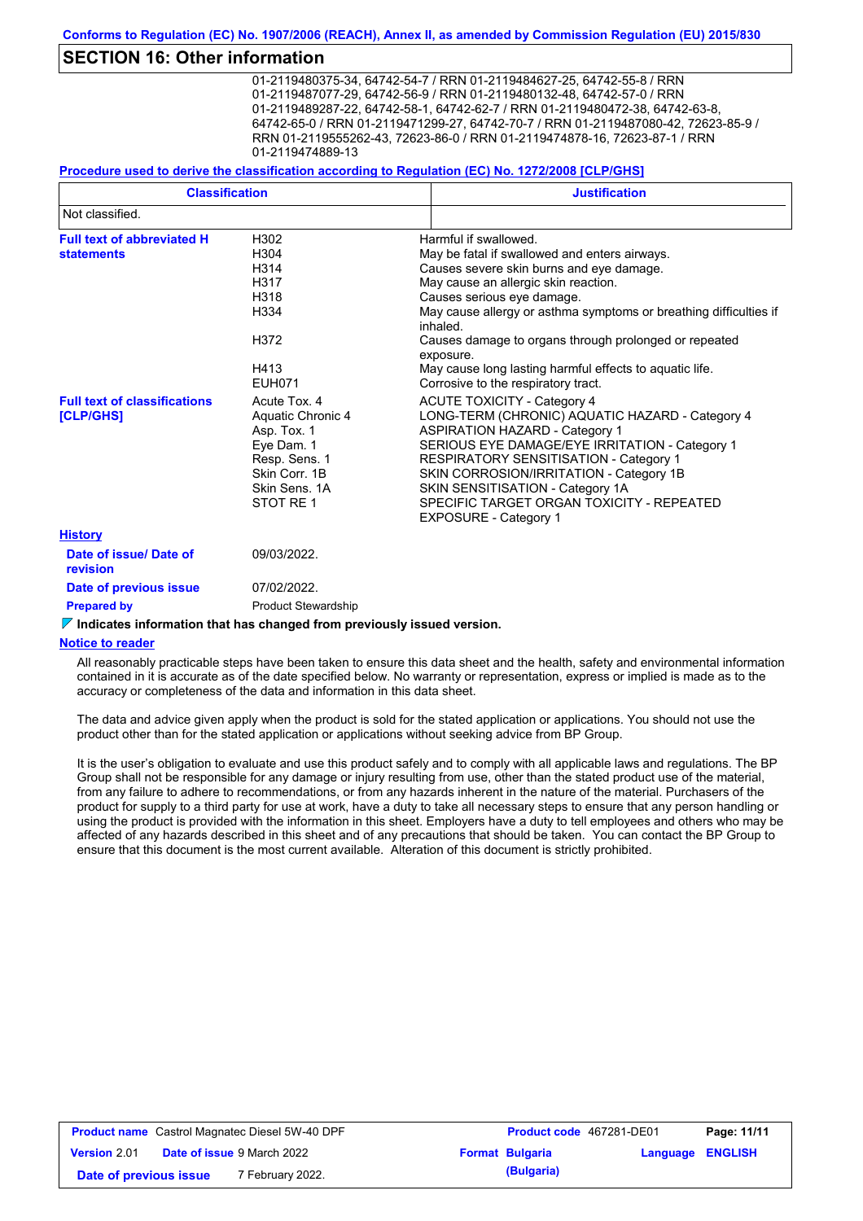## SECTION 16: Other information

01-2119480375-34, 64742-54-7 / RRN 01-2119484627-25, 64742-55-8 / RRN 01-2119487077-29, 64742-56-9 / RRN 01-2119480132-48, 64742-57-0 / RRN 01-2119489287-22, 64742-58-1, 64742-62-7 / RRN 01-2119480472-38, 64742-63-8, 64742-65-0 / RRN 01-2119471299-27, 64742-70-7 / RRN 01-2119487080-42, 72623-85-9 / RRN 01-2119555262-43, 72623-86-0 / RRN 01-2119474878-16, 72623-87-1 / RRN 01-2119474889-13

**Procedure used to derive the classification according to Regulation (EC) No. 1272/2008 [CLP/GHS]**

| Classification | Justification |
|---|---|
| Not classified. | |

**Full text of abbreviated H statements**

| | | |
|---|---|---|
| H302 | Harmful if swallowed. |
| H304 | May be fatal if swallowed and enters airways. |
| H314 | Causes severe skin burns and eye damage. |
| H317 | May cause an allergic skin reaction. |
| H318 | Causes serious eye damage. |
| H334 | May cause allergy or asthma symptoms or breathing difficulties if inhaled. |
| H372 | Causes damage to organs through prolonged or repeated exposure. |
| H413 | May cause long lasting harmful effects to aquatic life. |
| EUH071 | Corrosive to the respiratory tract. |

**Full text of classifications [CLP/GHS]**

| | |
|---|---|
| Acute Tox. 4 | ACUTE TOXICITY - Category 4 |
| Aquatic Chronic 4 | LONG-TERM (CHRONIC) AQUATIC HAZARD - Category 4 |
| Asp. Tox. 1 | ASPIRATION HAZARD - Category 1 |
| Eye Dam. 1 | SERIOUS EYE DAMAGE/EYE IRRITATION - Category 1 |
| Resp. Sens. 1 | RESPIRATORY SENSITISATION - Category 1 |
| Skin Corr. 1B | SKIN CORROSION/IRRITATION - Category 1B |
| Skin Sens. 1A | SKIN SENSITISATION - Category 1A |
| STOT RE 1 | SPECIFIC TARGET ORGAN TOXICITY - REPEATED EXPOSURE - Category 1 |

**History**

**Date of issue/ Date of revision** 09/03/2022.

**Date of previous issue** 07/02/2022.

**Prepared by** Product Stewardship

**Indicates information that has changed from previously issued version.**

**Notice to reader**

All reasonably practicable steps have been taken to ensure this data sheet and the health, safety and environmental information contained in it is accurate as of the date specified below. No warranty or representation, express or implied is made as to the accuracy or completeness of the data and information in this data sheet.

The data and advice given apply when the product is sold for the stated application or applications. You should not use the product other than for the stated application or applications without seeking advice from BP Group.

It is the user's obligation to evaluate and use this product safely and to comply with all applicable laws and regulations. The BP Group shall not be responsible for any damage or injury resulting from use, other than the stated product use of the material, from any failure to adhere to recommendations, or from any hazards inherent in the nature of the material. Purchasers of the product for supply to a third party for use at work, have a duty to take all necessary steps to ensure that any person handling or using the product is provided with the information in this sheet. Employers have a duty to tell employees and others who may be affected of any hazards described in this sheet and of any precautions that should be taken. You can contact the BP Group to ensure that this document is the most current available. Alteration of this document is strictly prohibited.